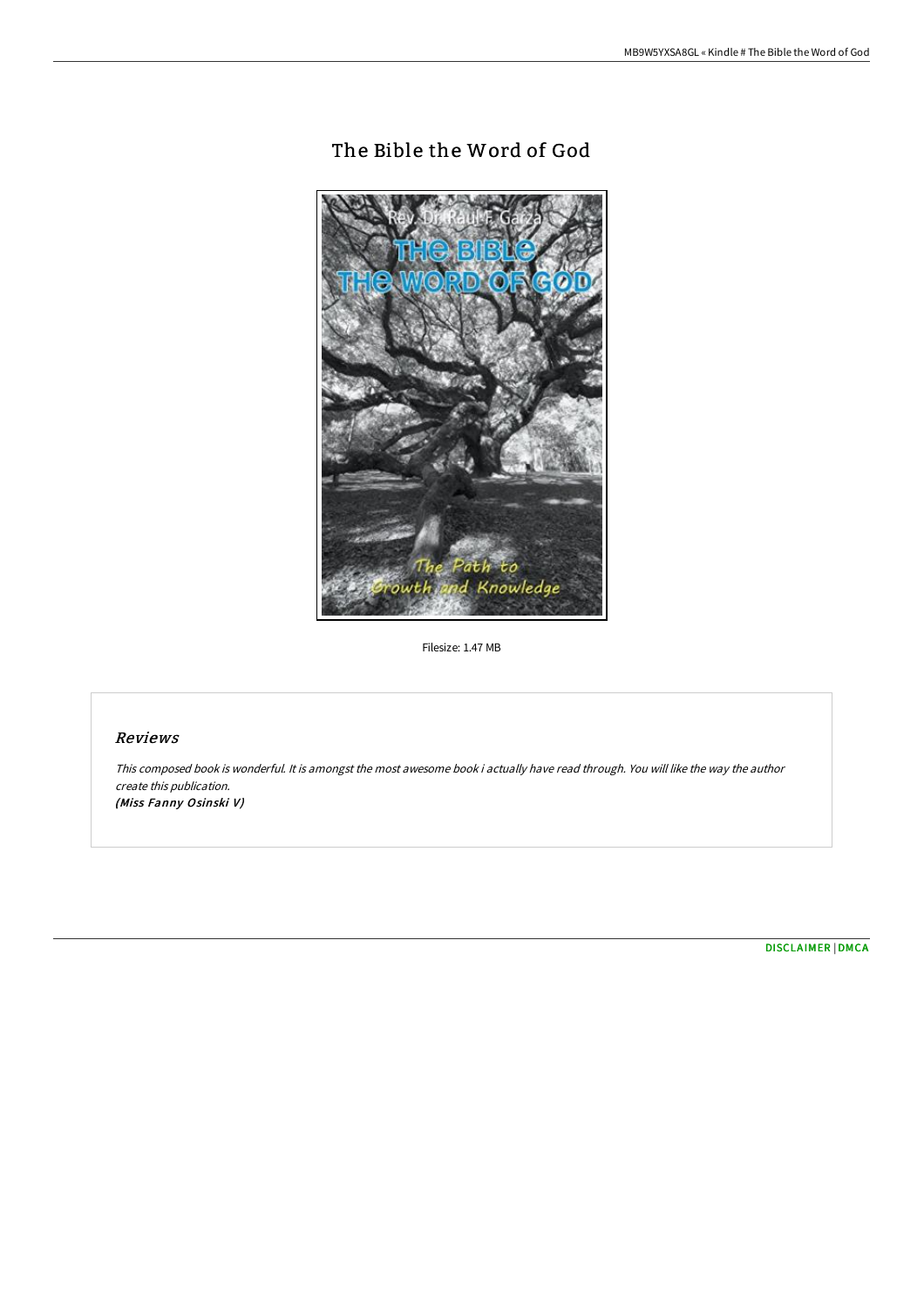# The Bible the Word of God

Filesize: 1.47 MB

## *Reviews*

*This composed book is wonderful. It is amongst the most awesome book i actually have read through. You will like the way the author create this publication.*
***(Miss Fanny Osinski V)***

DISCLAIMER | DMCA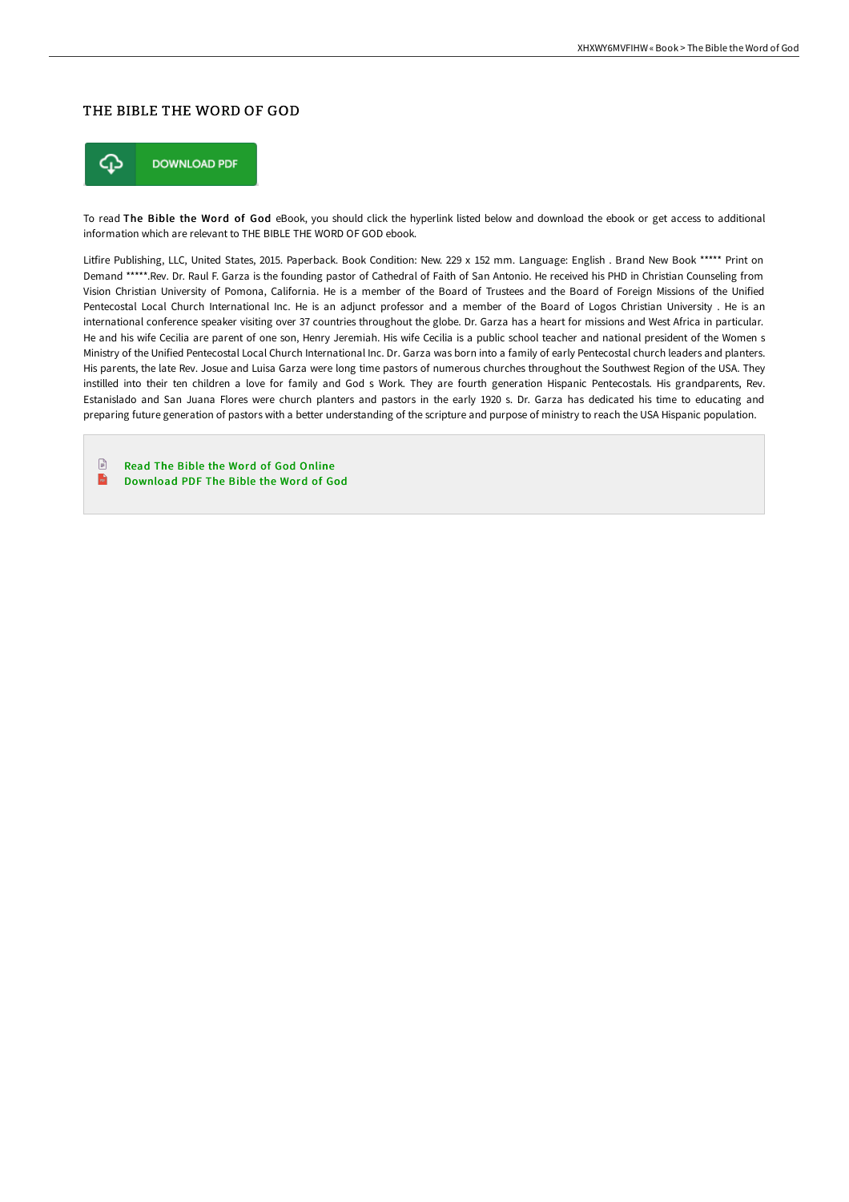# THE BIBLE THE WORD OF GOD

DOWNLOAD PDF

To read **The Bible the Word of God** eBook, you should click the hyperlink listed below and download the ebook or get access to additional information which are relevant to THE BIBLE THE WORD OF GOD ebook.

Litfire Publishing, LLC, United States, 2015. Paperback. Book Condition: New. 229 x 152 mm. Language: English . Brand New Book ***** Print on Demand *****.Rev. Dr. Raul F. Garza is the founding pastor of Cathedral of Faith of San Antonio. He received his PHD in Christian Counseling from Vision Christian University of Pomona, California. He is a member of the Board of Trustees and the Board of Foreign Missions of the Unified Pentecostal Local Church International Inc. He is an adjunct professor and a member of the Board of Logos Christian University . He is an international conference speaker visiting over 37 countries throughout the globe. Dr. Garza has a heart for missions and West Africa in particular. He and his wife Cecilia are parent of one son, Henry Jeremiah. His wife Cecilia is a public school teacher and national president of the Women s Ministry of the Unified Pentecostal Local Church International Inc. Dr. Garza was born into a family of early Pentecostal church leaders and planters. His parents, the late Rev. Josue and Luisa Garza were long time pastors of numerous churches throughout the Southwest Region of the USA. They instilled into their ten children a love for family and God s Work. They are fourth generation Hispanic Pentecostals. His grandparents, Rev. Estanislado and San Juana Flores were church planters and pastors in the early 1920 s. Dr. Garza has dedicated his time to educating and preparing future generation of pastors with a better understanding of the scripture and purpose of ministry to reach the USA Hispanic population.

- Read The Bible the Word of God Online
- Download PDF The Bible the Word of God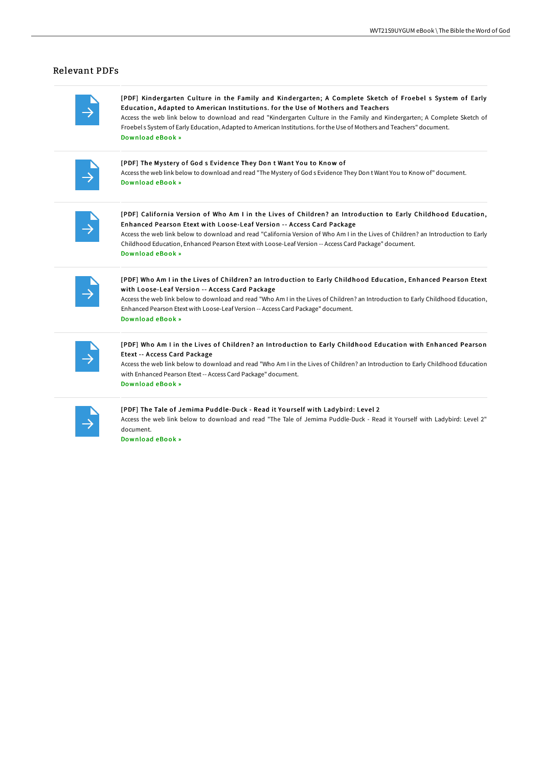## Relevant PDFs

**[PDF] Kindergarten Culture in the Family and Kindergarten; A Complete Sketch of Froebel s System of Early Education, Adapted to American Institutions. for the Use of Mothers and Teachers**

Access the web link below to download and read "Kindergarten Culture in the Family and Kindergarten; A Complete Sketch of Froebel s System of Early Education, Adapted to American Institutions. for the Use of Mothers and Teachers" document.

Download eBook »

**[PDF] The Mystery of God s Evidence They Don t Want You to Know of**

Access the web link below to download and read "The Mystery of God s Evidence They Don t Want You to Know of" document.

Download eBook »

**[PDF] California Version of Who Am I in the Lives of Children? an Introduction to Early Childhood Education, Enhanced Pearson Etext with Loose-Leaf Version -- Access Card Package**

Access the web link below to download and read "California Version of Who Am I in the Lives of Children? an Introduction to Early Childhood Education, Enhanced Pearson Etext with Loose-Leaf Version -- Access Card Package" document.

Download eBook »

**[PDF] Who Am I in the Lives of Children? an Introduction to Early Childhood Education, Enhanced Pearson Etext with Loose-Leaf Version -- Access Card Package**

Access the web link below to download and read "Who Am I in the Lives of Children? an Introduction to Early Childhood Education, Enhanced Pearson Etext with Loose-Leaf Version -- Access Card Package" document.

Download eBook »

**[PDF] Who Am I in the Lives of Children? an Introduction to Early Childhood Education with Enhanced Pearson Etext -- Access Card Package**

Access the web link below to download and read "Who Am I in the Lives of Children? an Introduction to Early Childhood Education with Enhanced Pearson Etext -- Access Card Package" document.

Download eBook »

**[PDF] The Tale of Jemima Puddle-Duck - Read it Yourself with Ladybird: Level 2**

Access the web link below to download and read "The Tale of Jemima Puddle-Duck - Read it Yourself with Ladybird: Level 2" document.

Download eBook »